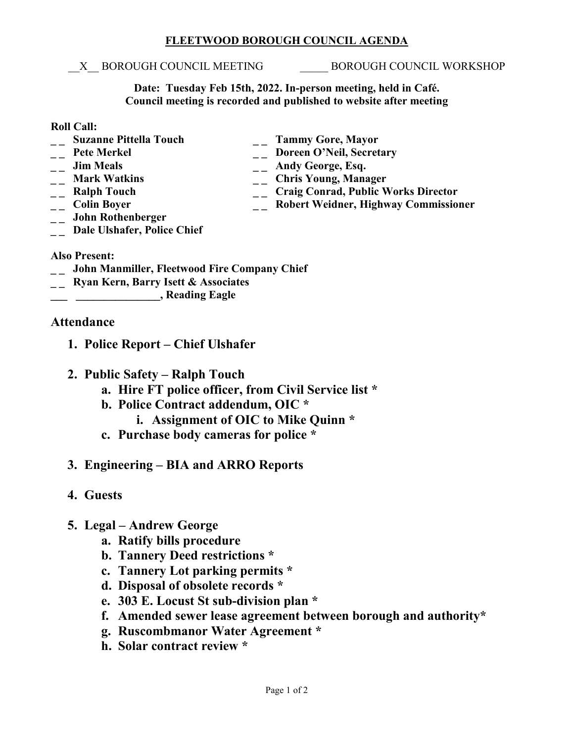# FLEETWOOD BOROUGH COUNCIL AGENDA

\_\_X\_\_ BOROUGH COUNCIL MEETING &nbsp;&nbsp;&nbsp;&nbsp; \_\_\_\_\_ BOROUGH COUNCIL WORKSHOP

**Date: Tuesday Feb 15th, 2022. In-person meeting, held in Café.**
**Council meeting is recorded and published to website after meeting**

**Roll Call:**

- _ _ **Suzanne Pittella Touch**
- _ _ **Pete Merkel**
- _ _ **Jim Meals**
- _ _ **Mark Watkins**
- _ _ **Ralph Touch**
- _ _ **Colin Boyer**
- _ _ **John Rothenberger**
- _ _ **Dale Ulshafer, Police Chief**
- _ _ **Tammy Gore, Mayor**
- _ _ **Doreen O'Neil, Secretary**
- _ _ **Andy George, Esq.**
- _ _ **Chris Young, Manager**
- _ _ **Craig Conrad, Public Works Director**
- _ _ **Robert Weidner, Highway Commissioner**

**Also Present:**

- _ _ **John Manmiller, Fleetwood Fire Company Chief**
- _ _ **Ryan Kern, Barry Isett & Associates**
- \_\_\_ **\_\_\_\_\_\_\_\_\_\_\_\_\_\_\_, Reading Eagle**

## Attendance

1. **Police Report – Chief Ulshafer**

2. **Public Safety – Ralph Touch**
   a. **Hire FT police officer, from Civil Service list \***
   b. **Police Contract addendum, OIC \***
      i. **Assignment of OIC to Mike Quinn \***
   c. **Purchase body cameras for police \***

3. **Engineering – BIA and ARRO Reports**

4. **Guests**

5. **Legal – Andrew George**
   a. **Ratify bills procedure**
   b. **Tannery Deed restrictions \***
   c. **Tannery Lot parking permits \***
   d. **Disposal of obsolete records \***
   e. **303 E. Locust St sub-division plan \***
   f. **Amended sewer lease agreement between borough and authority\***
   g. **Ruscombmanor Water Agreement \***
   h. **Solar contract review \***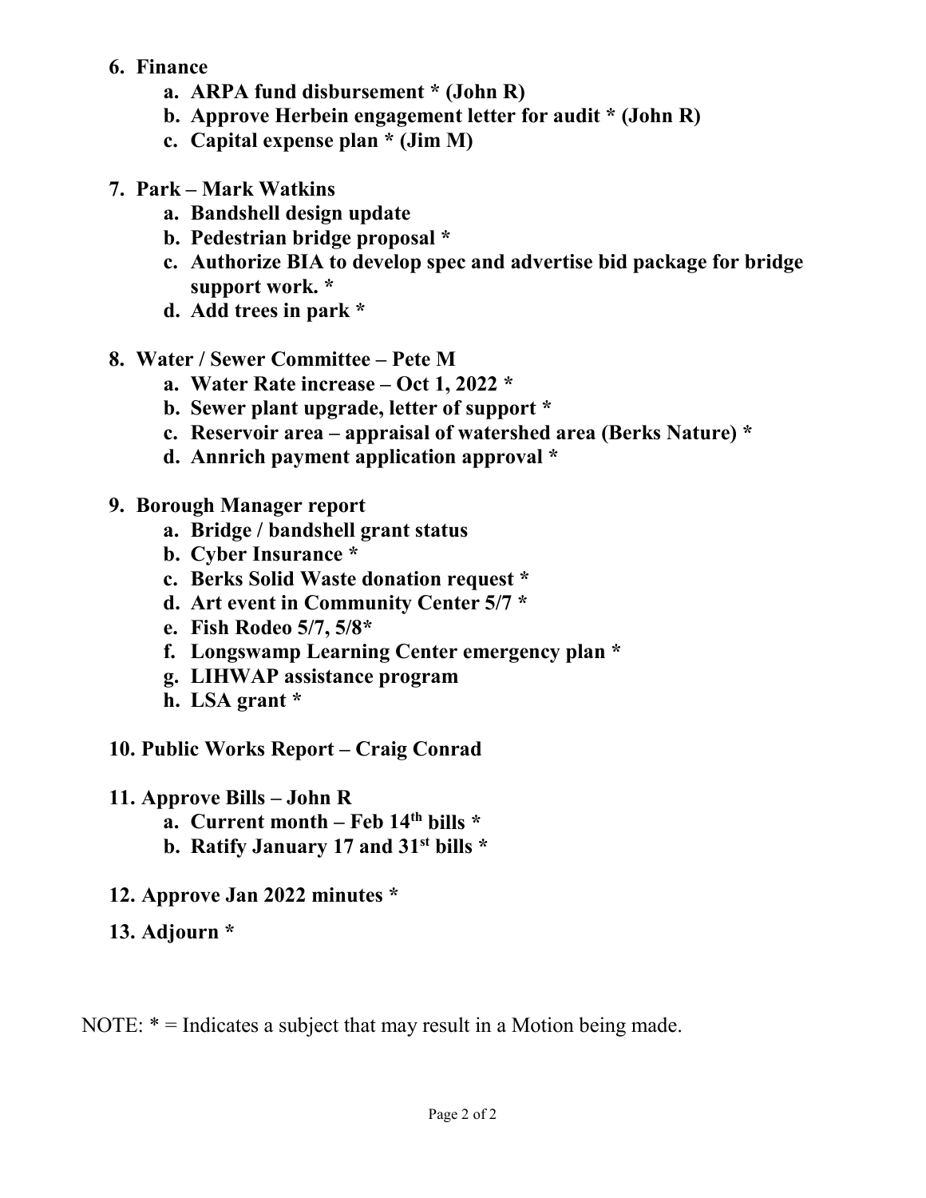6. **Finance**
    a. **ARPA fund disbursement * (John R)**
    b. **Approve Herbein engagement letter for audit * (John R)**
    c. **Capital expense plan * (Jim M)**

7. **Park – Mark Watkins**
    a. **Bandshell design update**
    b. **Pedestrian bridge proposal ***
    c. **Authorize BIA to develop spec and advertise bid package for bridge support work. ***
    d. **Add trees in park ***

8. **Water / Sewer Committee – Pete M**
    a. **Water Rate increase – Oct 1, 2022 ***
    b. **Sewer plant upgrade, letter of support ***
    c. **Reservoir area – appraisal of watershed area (Berks Nature) ***
    d. **Annrich payment application approval ***

9. **Borough Manager report**
    a. **Bridge / bandshell grant status**
    b. **Cyber Insurance ***
    c. **Berks Solid Waste donation request ***
    d. **Art event in Community Center 5/7 ***
    e. **Fish Rodeo 5/7, 5/8***
    f. **Longswamp Learning Center emergency plan ***
    g. **LIHWAP assistance program**
    h. **LSA grant ***

10. **Public Works Report – Craig Conrad**

11. **Approve Bills – John R**
    a. **Current month – Feb 14th bills ***
    b. **Ratify January 17 and 31st bills ***

12. **Approve Jan 2022 minutes ***

13. **Adjourn ***

NOTE: * = Indicates a subject that may result in a Motion being made.